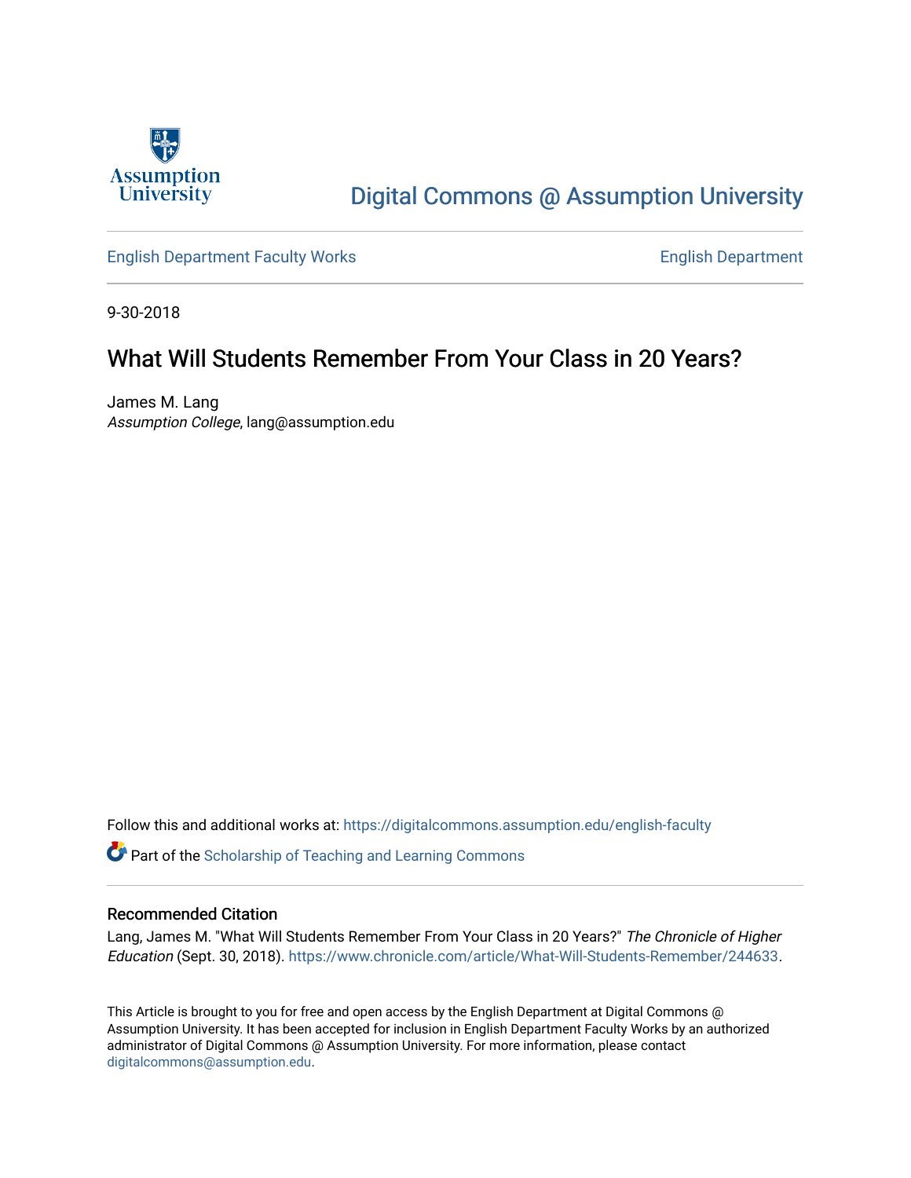Assumption University

Digital Commons @ Assumption University

English Department Faculty Works | English Department

9-30-2018

# What Will Students Remember From Your Class in 20 Years?

James M. Lang
*Assumption College*, lang@assumption.edu

Follow this and additional works at: https://digitalcommons.assumption.edu/english-faculty

Part of the Scholarship of Teaching and Learning Commons

## Recommended Citation

Lang, James M. "What Will Students Remember From Your Class in 20 Years?" *The Chronicle of Higher Education* (Sept. 30, 2018). https://www.chronicle.com/article/What-Will-Students-Remember/244633.

This Article is brought to you for free and open access by the English Department at Digital Commons @ Assumption University. It has been accepted for inclusion in English Department Faculty Works by an authorized administrator of Digital Commons @ Assumption University. For more information, please contact digitalcommons@assumption.edu.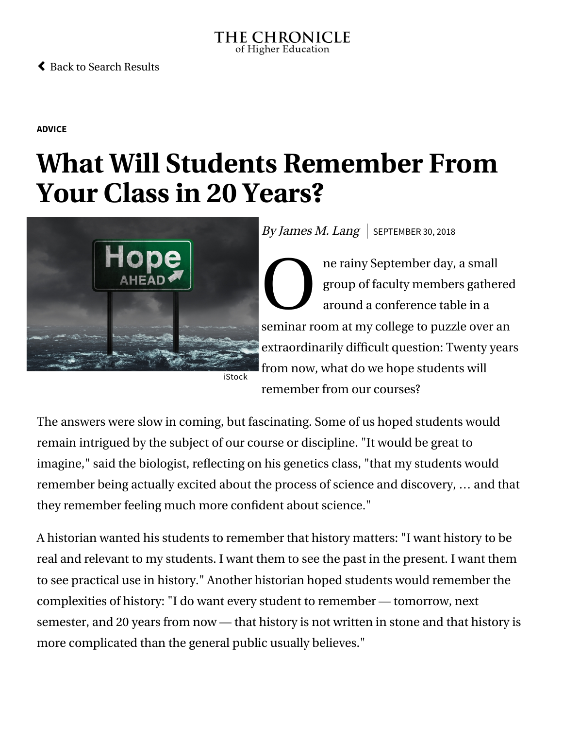THE CHRONICLE
of Higher Education

Back to Search Results

**ADVICE**

# What Will Students Remember From Your Class in 20 Years?

iStock

*By James M. Lang* | SEPTEMBER 30, 2018

One rainy September day, a small group of faculty members gathered around a conference table in a seminar room at my college to puzzle over an extraordinarily difficult question: Twenty years from now, what do we hope students will remember from our courses?

The answers were slow in coming, but fascinating. Some of us hoped students would remain intrigued by the subject of our course or discipline. "It would be great to imagine," said the biologist, reflecting on his genetics class, "that my students would remember being actually excited about the process of science and discovery, … and that they remember feeling much more confident about science."

A historian wanted his students to remember that history matters: "I want history to be real and relevant to my students. I want them to see the past in the present. I want them to see practical use in history." Another historian hoped students would remember the complexities of history: "I do want every student to remember — tomorrow, next semester, and 20 years from now — that history is not written in stone and that history is more complicated than the general public usually believes."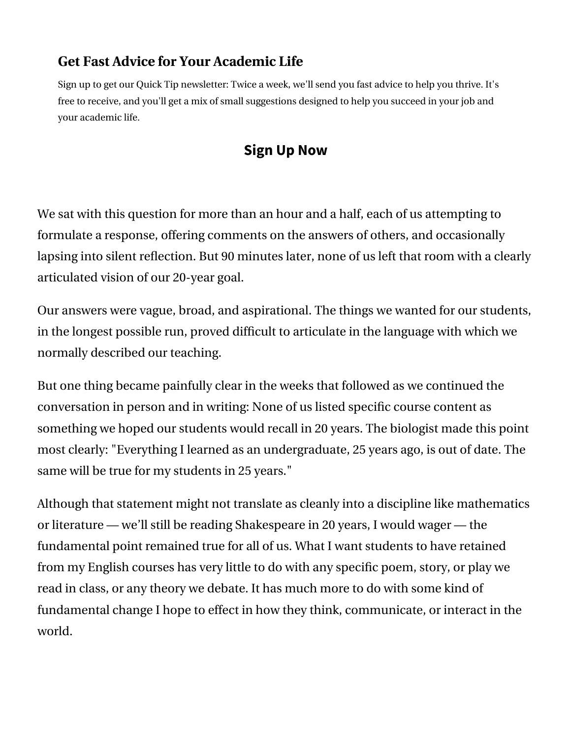### Get Fast Advice for Your Academic Life

Sign up to get our Quick Tip newsletter: Twice a week, we'll send you fast advice to help you thrive. It's free to receive, and you'll get a mix of small suggestions designed to help you succeed in your job and your academic life.

**Sign Up Now**

We sat with this question for more than an hour and a half, each of us attempting to formulate a response, offering comments on the answers of others, and occasionally lapsing into silent reflection. But 90 minutes later, none of us left that room with a clearly articulated vision of our 20-year goal.

Our answers were vague, broad, and aspirational. The things we wanted for our students, in the longest possible run, proved difficult to articulate in the language with which we normally described our teaching.

But one thing became painfully clear in the weeks that followed as we continued the conversation in person and in writing: None of us listed specific course content as something we hoped our students would recall in 20 years. The biologist made this point most clearly: "Everything I learned as an undergraduate, 25 years ago, is out of date. The same will be true for my students in 25 years."

Although that statement might not translate as cleanly into a discipline like mathematics or literature — we'll still be reading Shakespeare in 20 years, I would wager — the fundamental point remained true for all of us. What I want students to have retained from my English courses has very little to do with any specific poem, story, or play we read in class, or any theory we debate. It has much more to do with some kind of fundamental change I hope to effect in how they think, communicate, or interact in the world.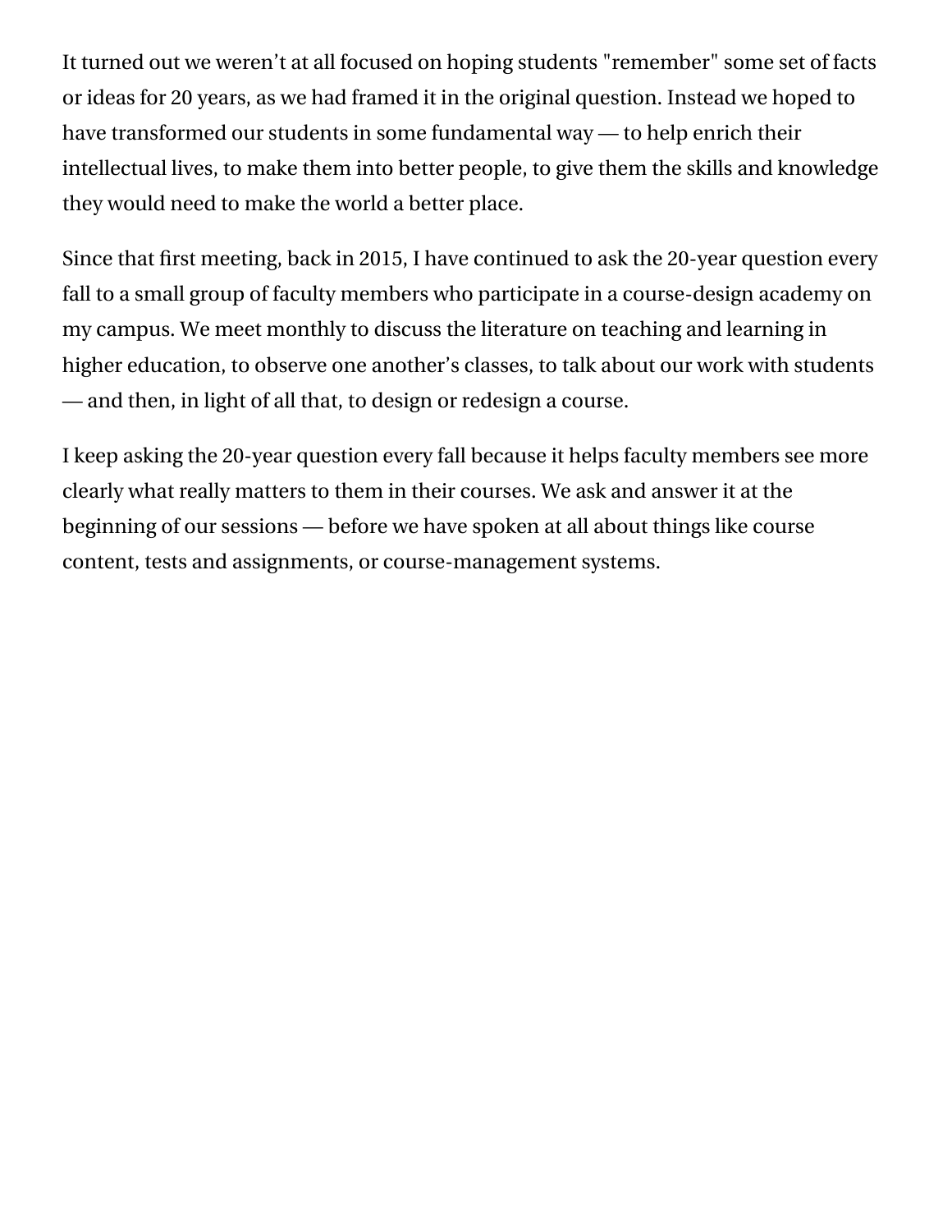It turned out we weren’t at all focused on hoping students "remember" some set of facts or ideas for 20 years, as we had framed it in the original question. Instead we hoped to have transformed our students in some fundamental way — to help enrich their intellectual lives, to make them into better people, to give them the skills and knowledge they would need to make the world a better place.

Since that first meeting, back in 2015, I have continued to ask the 20-year question every fall to a small group of faculty members who participate in a course-design academy on my campus. We meet monthly to discuss the literature on teaching and learning in higher education, to observe one another’s classes, to talk about our work with students — and then, in light of all that, to design or redesign a course.

I keep asking the 20-year question every fall because it helps faculty members see more clearly what really matters to them in their courses. We ask and answer it at the beginning of our sessions — before we have spoken at all about things like course content, tests and assignments, or course-management systems.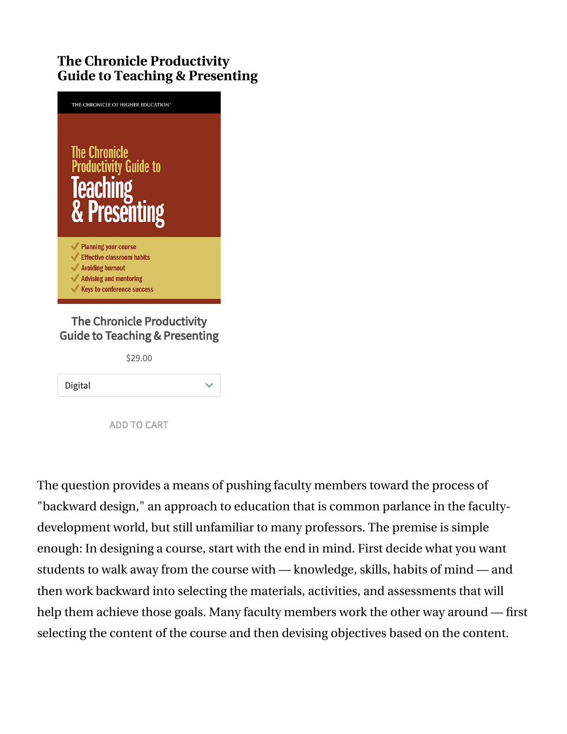### The Chronicle Productivity Guide to Teaching & Presenting

The Chronicle Productivity Guide to Teaching & Presenting

$29.00

Digital

ADD TO CART

The question provides a means of pushing faculty members toward the process of "backward design," an approach to education that is common parlance in the faculty-development world, but still unfamiliar to many professors. The premise is simple enough: In designing a course, start with the end in mind. First decide what you want students to walk away from the course with — knowledge, skills, habits of mind — and then work backward into selecting the materials, activities, and assessments that will help them achieve those goals. Many faculty members work the other way around — first selecting the content of the course and then devising objectives based on the content.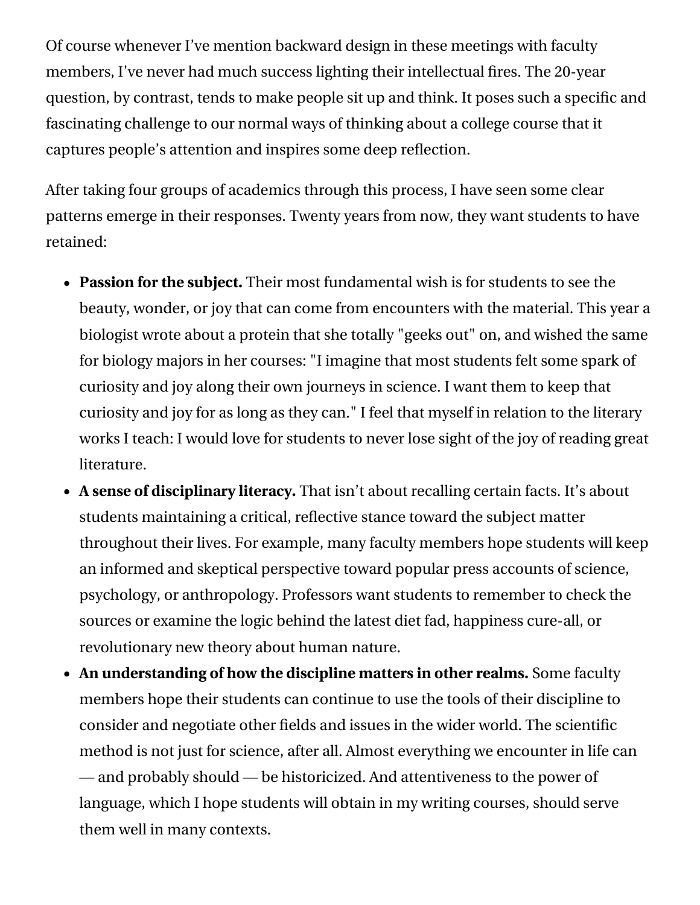Of course whenever I've mention backward design in these meetings with faculty members, I've never had much success lighting their intellectual fires. The 20-year question, by contrast, tends to make people sit up and think. It poses such a specific and fascinating challenge to our normal ways of thinking about a college course that it captures people's attention and inspires some deep reflection.

After taking four groups of academics through this process, I have seen some clear patterns emerge in their responses. Twenty years from now, they want students to have retained:

- **Passion for the subject.** Their most fundamental wish is for students to see the beauty, wonder, or joy that can come from encounters with the material. This year a biologist wrote about a protein that she totally "geeks out" on, and wished the same for biology majors in her courses: "I imagine that most students felt some spark of curiosity and joy along their own journeys in science. I want them to keep that curiosity and joy for as long as they can." I feel that myself in relation to the literary works I teach: I would love for students to never lose sight of the joy of reading great literature.
- **A sense of disciplinary literacy.** That isn't about recalling certain facts. It's about students maintaining a critical, reflective stance toward the subject matter throughout their lives. For example, many faculty members hope students will keep an informed and skeptical perspective toward popular press accounts of science, psychology, or anthropology. Professors want students to remember to check the sources or examine the logic behind the latest diet fad, happiness cure-all, or revolutionary new theory about human nature.
- **An understanding of how the discipline matters in other realms.** Some faculty members hope their students can continue to use the tools of their discipline to consider and negotiate other fields and issues in the wider world. The scientific method is not just for science, after all. Almost everything we encounter in life can — and probably should — be historicized. And attentiveness to the power of language, which I hope students will obtain in my writing courses, should serve them well in many contexts.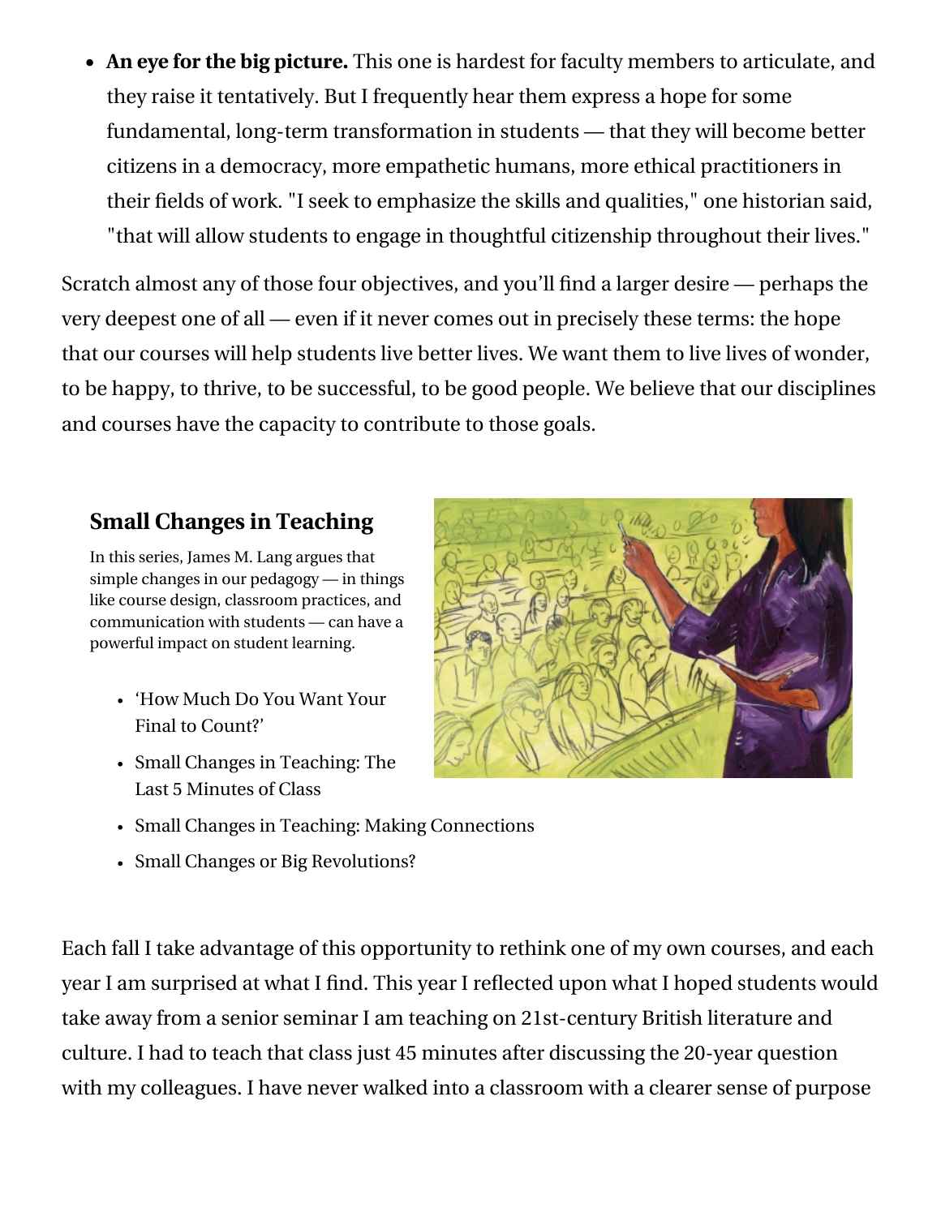- **An eye for the big picture.** This one is hardest for faculty members to articulate, and they raise it tentatively. But I frequently hear them express a hope for some fundamental, long-term transformation in students — that they will become better citizens in a democracy, more empathetic humans, more ethical practitioners in their fields of work. "I seek to emphasize the skills and qualities," one historian said, "that will allow students to engage in thoughtful citizenship throughout their lives."

Scratch almost any of those four objectives, and you'll find a larger desire — perhaps the very deepest one of all — even if it never comes out in precisely these terms: the hope that our courses will help students live better lives. We want them to live lives of wonder, to be happy, to thrive, to be successful, to be good people. We believe that our disciplines and courses have the capacity to contribute to those goals.

### Small Changes in Teaching

In this series, James M. Lang argues that simple changes in our pedagogy — in things like course design, classroom practices, and communication with students — can have a powerful impact on student learning.

- 'How Much Do You Want Your Final to Count?'
- Small Changes in Teaching: The Last 5 Minutes of Class
- Small Changes in Teaching: Making Connections
- Small Changes or Big Revolutions?

Each fall I take advantage of this opportunity to rethink one of my own courses, and each year I am surprised at what I find. This year I reflected upon what I hoped students would take away from a senior seminar I am teaching on 21st-century British literature and culture. I had to teach that class just 45 minutes after discussing the 20-year question with my colleagues. I have never walked into a classroom with a clearer sense of purpose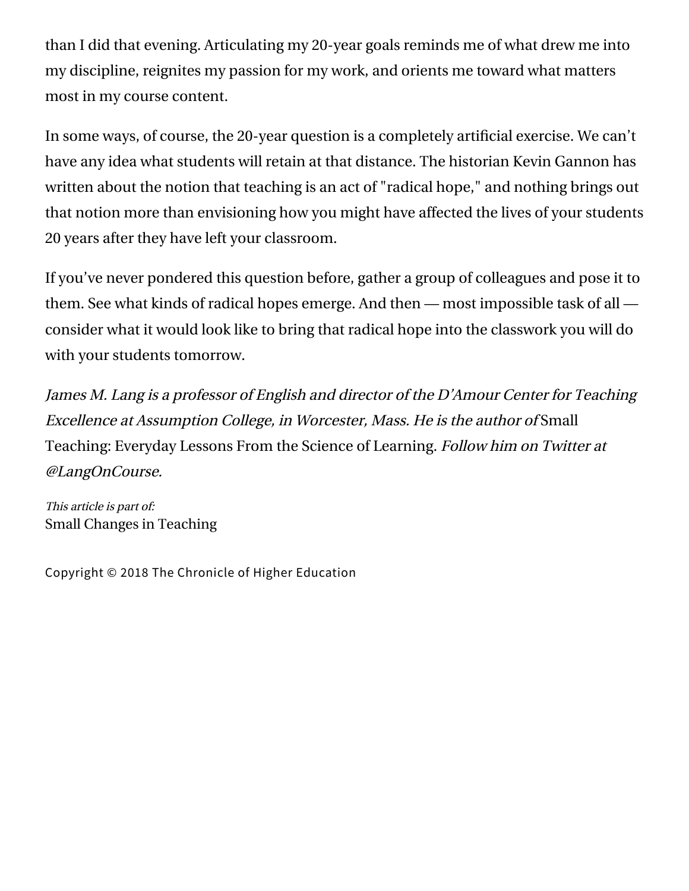than I did that evening. Articulating my 20-year goals reminds me of what drew me into my discipline, reignites my passion for my work, and orients me toward what matters most in my course content.

In some ways, of course, the 20-year question is a completely artificial exercise. We can't have any idea what students will retain at that distance. The historian Kevin Gannon has written about the notion that teaching is an act of "radical hope," and nothing brings out that notion more than envisioning how you might have affected the lives of your students 20 years after they have left your classroom.

If you've never pondered this question before, gather a group of colleagues and pose it to them. See what kinds of radical hopes emerge. And then — most impossible task of all — consider what it would look like to bring that radical hope into the classwork you will do with your students tomorrow.

*James M. Lang is a professor of English and director of the D'Amour Center for Teaching Excellence at Assumption College, in Worcester, Mass. He is the author of* Small Teaching: Everyday Lessons From the Science of Learning. *Follow him on Twitter at @LangOnCourse.*

*This article is part of:*
Small Changes in Teaching

Copyright © 2018 The Chronicle of Higher Education